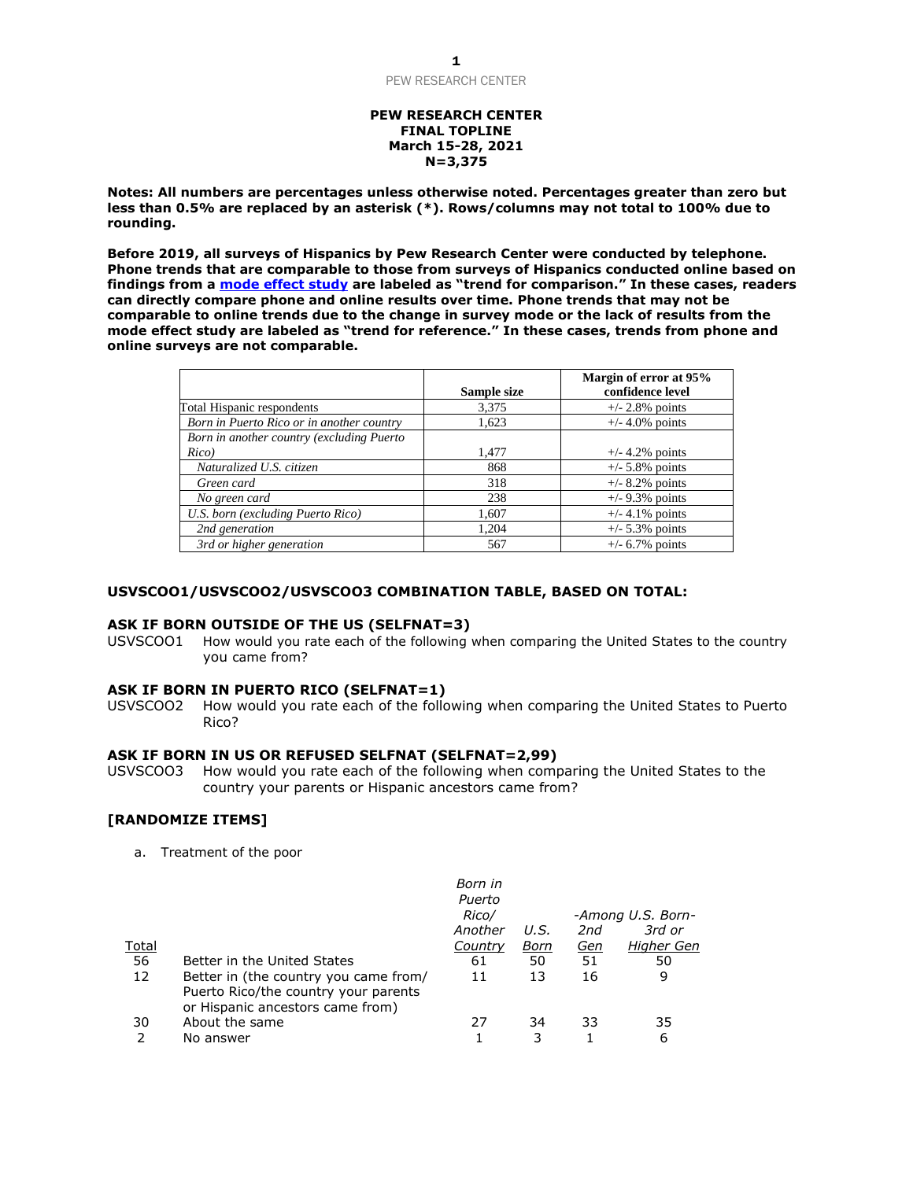**PEW RESEARCH CENTER**
**FINAL TOPLINE**
**March 15-28, 2021**
**N=3,375**

**Notes: All numbers are percentages unless otherwise noted. Percentages greater than zero but less than 0.5% are replaced by an asterisk (*). Rows/columns may not total to 100% due to rounding.**

**Before 2019, all surveys of Hispanics by Pew Research Center were conducted by telephone. Phone trends that are comparable to those from surveys of Hispanics conducted online based on findings from a mode effect study are labeled as "trend for comparison." In these cases, readers can directly compare phone and online results over time. Phone trends that may not be comparable to online trends due to the change in survey mode or the lack of results from the mode effect study are labeled as "trend for reference." In these cases, trends from phone and online surveys are not comparable.**

| | Sample size | Margin of error at 95% confidence level |
|---|---|---|
| Total Hispanic respondents | 3,375 | +/- 2.8% points |
| *Born in Puerto Rico or in another country* | 1,623 | +/- 4.0% points |
| *Born in another country (excluding Puerto Rico)* | 1,477 | +/- 4.2% points |
| *Naturalized U.S. citizen* | 868 | +/- 5.8% points |
| *Green card* | 318 | +/- 8.2% points |
| *No green card* | 238 | +/- 9.3% points |
| *U.S. born (excluding Puerto Rico)* | 1,607 | +/- 4.1% points |
| *2nd generation* | 1,204 | +/- 5.3% points |
| *3rd or higher generation* | 567 | +/- 6.7% points |

**USVSCOO1/USVSCOO2/USVSCOO3 COMBINATION TABLE, BASED ON TOTAL:**

**ASK IF BORN OUTSIDE OF THE US (SELFNAT=3)**

USVSCOO1 How would you rate each of the following when comparing the United States to the country you came from?

**ASK IF BORN IN PUERTO RICO (SELFNAT=1)**

USVSCOO2 How would you rate each of the following when comparing the United States to Puerto Rico?

**ASK IF BORN IN US OR REFUSED SELFNAT (SELFNAT=2,99)**

USVSCOO3 How would you rate each of the following when comparing the United States to the country your parents or Hispanic ancestors came from?

**[RANDOMIZE ITEMS]**

a. Treatment of the poor

| Total | | *Born in Puerto Rico/ Another Country* | *U.S. Born* | *-Among U.S. Born- 2nd Gen* | *3rd or Higher Gen* |
|---|---|---|---|---|---|
| 56 | Better in the United States | 61 | 50 | 51 | 50 |
| 12 | Better in (the country you came from/ Puerto Rico/the country your parents or Hispanic ancestors came from) | 11 | 13 | 16 | 9 |
| 30 | About the same | 27 | 34 | 33 | 35 |
| 2 | No answer | 1 | 3 | 1 | 6 |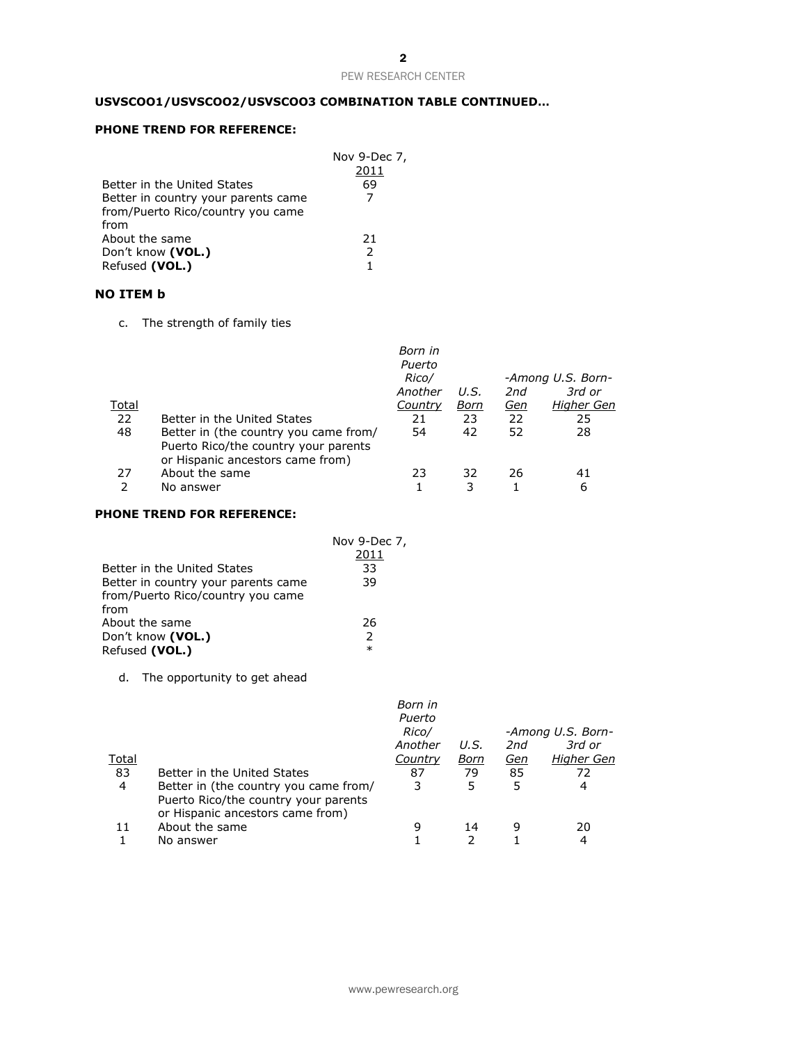**USVSCOO1/USVSCOO2/USVSCOO3 COMBINATION TABLE CONTINUED…**

**PHONE TREND FOR REFERENCE:**

| | Nov 9-Dec 7, 2011 |
|---|---|
| Better in the United States | 69 |
| Better in country your parents came from/Puerto Rico/country you came from | 7 |
| About the same | 21 |
| Don't know **(VOL.)** | 2 |
| Refused **(VOL.)** | 1 |

**NO ITEM b**

c. The strength of family ties

| Total | | Born in Puerto Rico/ Another Country | U.S. Born | -Among U.S. Born- 2nd Gen | 3rd or Higher Gen |
|---|---|---|---|---|---|
| 22 | Better in the United States | 21 | 23 | 22 | 25 |
| 48 | Better in (the country you came from/ Puerto Rico/the country your parents or Hispanic ancestors came from) | 54 | 42 | 52 | 28 |
| 27 | About the same | 23 | 32 | 26 | 41 |
| 2 | No answer | 1 | 3 | 1 | 6 |

**PHONE TREND FOR REFERENCE:**

| | Nov 9-Dec 7, 2011 |
|---|---|
| Better in the United States | 33 |
| Better in country your parents came from/Puerto Rico/country you came from | 39 |
| About the same | 26 |
| Don't know **(VOL.)** | 2 |
| Refused **(VOL.)** | * |

d. The opportunity to get ahead

| Total | | Born in Puerto Rico/ Another Country | U.S. Born | -Among U.S. Born- 2nd Gen | 3rd or Higher Gen |
|---|---|---|---|---|---|
| 83 | Better in the United States | 87 | 79 | 85 | 72 |
| 4 | Better in (the country you came from/ Puerto Rico/the country your parents or Hispanic ancestors came from) | 3 | 5 | 5 | 4 |
| 11 | About the same | 9 | 14 | 9 | 20 |
| 1 | No answer | 1 | 2 | 1 | 4 |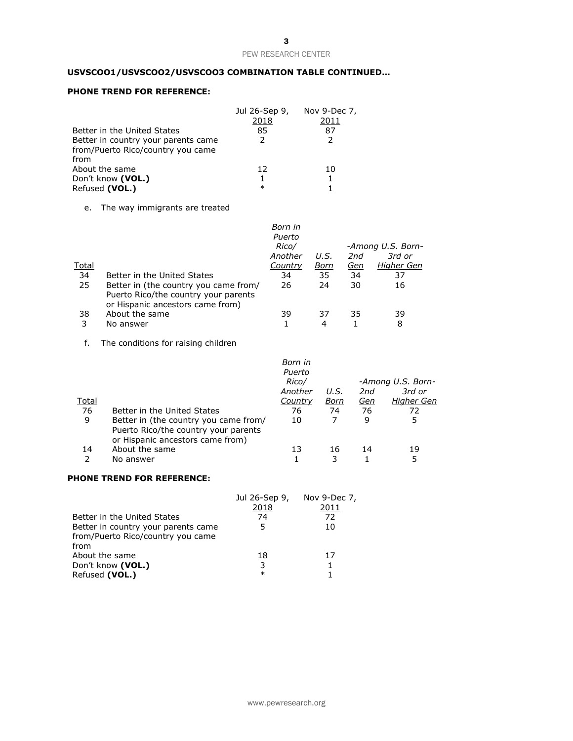**USVSCOO1/USVSCOO2/USVSCOO3 COMBINATION TABLE CONTINUED…**

**PHONE TREND FOR REFERENCE:**

| | Jul 26-Sep 9, 2018 | Nov 9-Dec 7, 2011 |
|---|---|---|
| Better in the United States | 85 | 87 |
| Better in country your parents came from/Puerto Rico/country you came from | 2 | 2 |
| About the same | 12 | 10 |
| Don't know **(VOL.)** | 1 | 1 |
| Refused **(VOL.)** | * | 1 |

e. The way immigrants are treated

| Total | | *Born in Puerto Rico/ Another Country* | *U.S. Born* | *-Among U.S. Born- 2nd Gen* | *3rd or Higher Gen* |
|---|---|---|---|---|---|
| 34 | Better in the United States | 34 | 35 | 34 | 37 |
| 25 | Better in (the country you came from/ Puerto Rico/the country your parents or Hispanic ancestors came from) | 26 | 24 | 30 | 16 |
| 38 | About the same | 39 | 37 | 35 | 39 |
| 3 | No answer | 1 | 4 | 1 | 8 |

f. The conditions for raising children

| Total | | *Born in Puerto Rico/ Another Country* | *U.S. Born* | *-Among U.S. Born- 2nd Gen* | *3rd or Higher Gen* |
|---|---|---|---|---|---|
| 76 | Better in the United States | 76 | 74 | 76 | 72 |
| 9 | Better in (the country you came from/ Puerto Rico/the country your parents or Hispanic ancestors came from) | 10 | 7 | 9 | 5 |
| 14 | About the same | 13 | 16 | 14 | 19 |
| 2 | No answer | 1 | 3 | 1 | 5 |

**PHONE TREND FOR REFERENCE:**

| | Jul 26-Sep 9, 2018 | Nov 9-Dec 7, 2011 |
|---|---|---|
| Better in the United States | 74 | 72 |
| Better in country your parents came from/Puerto Rico/country you came from | 5 | 10 |
| About the same | 18 | 17 |
| Don't know **(VOL.)** | 3 | 1 |
| Refused **(VOL.)** | * | 1 |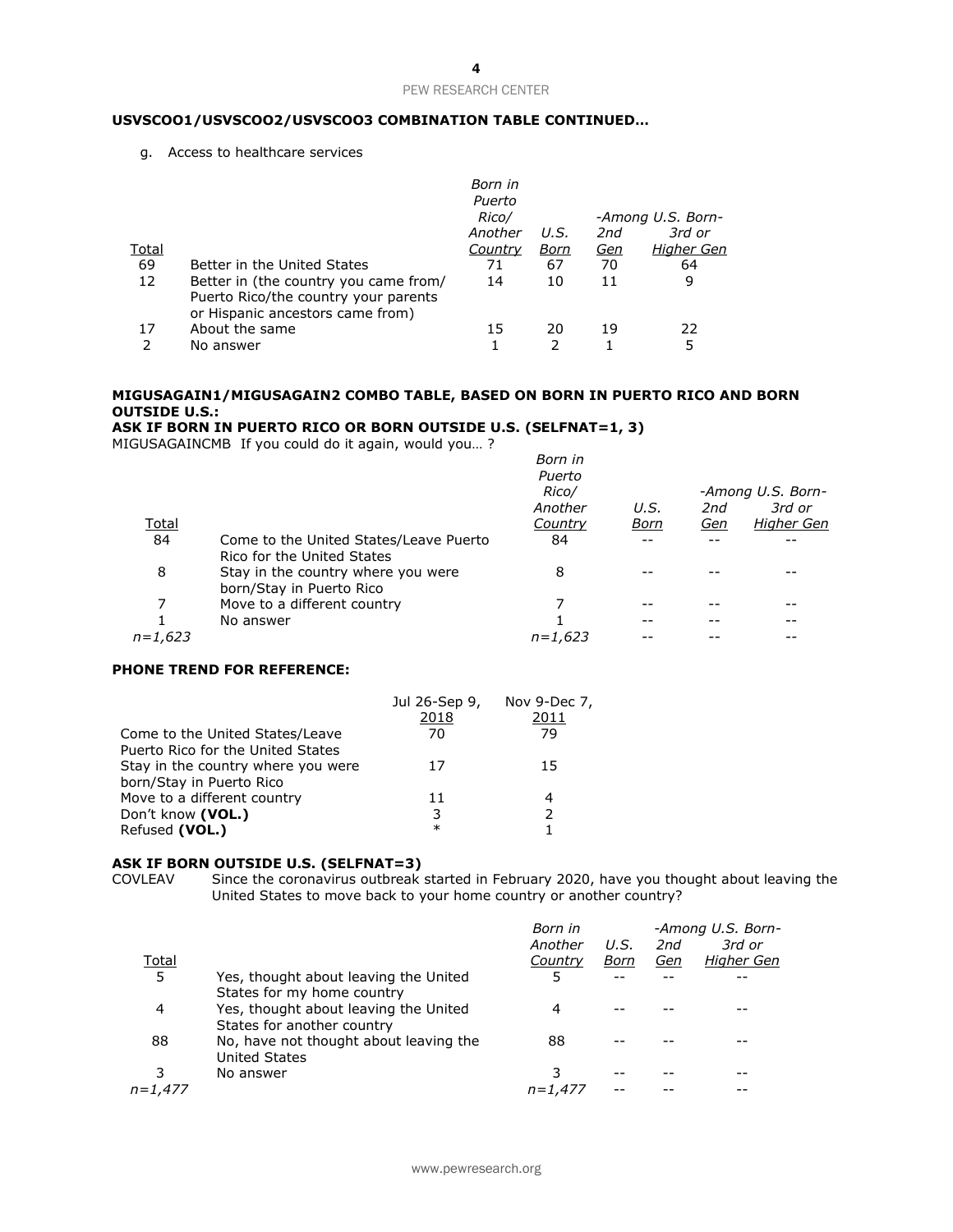**USVSCOO1/USVSCOO2/USVSCOO3 COMBINATION TABLE CONTINUED…**

g. Access to healthcare services

| Total | | *Born in Puerto Rico/ Another Country* | *U.S. Born* | *-Among U.S. Born- 2nd Gen* | *3rd or Higher Gen* |
|---|---|---|---|---|---|
| 69 | Better in the United States | 71 | 67 | 70 | 64 |
| 12 | Better in (the country you came from/ Puerto Rico/the country your parents or Hispanic ancestors came from) | 14 | 10 | 11 | 9 |
| 17 | About the same | 15 | 20 | 19 | 22 |
| 2 | No answer | 1 | 2 | 1 | 5 |

**MIGUSAGAIN1/MIGUSAGAIN2 COMBO TABLE, BASED ON BORN IN PUERTO RICO AND BORN OUTSIDE U.S.:**
**ASK IF BORN IN PUERTO RICO OR BORN OUTSIDE U.S. (SELFNAT=1, 3)**
MIGUSAGAINCMB If you could do it again, would you… ?

| Total | | *Born in Puerto Rico/ Another Country* | *U.S. Born* | *-Among U.S. Born- 2nd Gen* | *3rd or Higher Gen* |
|---|---|---|---|---|---|
| 84 | Come to the United States/Leave Puerto Rico for the United States | 84 | -- | -- | -- |
| 8 | Stay in the country where you were born/Stay in Puerto Rico | 8 | -- | -- | -- |
| 7 | Move to a different country | 7 | -- | -- | -- |
| 1 | No answer | 1 | -- | -- | -- |
| *n=1,623* | | *n=1,623* | -- | -- | -- |

**PHONE TREND FOR REFERENCE:**

| | Jul 26-Sep 9, 2018 | Nov 9-Dec 7, 2011 |
|---|---|---|
| Come to the United States/Leave Puerto Rico for the United States | 70 | 79 |
| Stay in the country where you were born/Stay in Puerto Rico | 17 | 15 |
| Move to a different country | 11 | 4 |
| Don't know **(VOL.)** | 3 | 2 |
| Refused **(VOL.)** | * | 1 |

**ASK IF BORN OUTSIDE U.S. (SELFNAT=3)**
COVLEAV Since the coronavirus outbreak started in February 2020, have you thought about leaving the United States to move back to your home country or another country?

| Total | | *Born in Another Country* | *U.S. Born* | *-Among U.S. Born- 2nd Gen* | *3rd or Higher Gen* |
|---|---|---|---|---|---|
| 5 | Yes, thought about leaving the United States for my home country | 5 | -- | -- | -- |
| 4 | Yes, thought about leaving the United States for another country | 4 | -- | -- | -- |
| 88 | No, have not thought about leaving the United States | 88 | -- | -- | -- |
| 3 | No answer | 3 | -- | -- | -- |
| *n=1,477* | | *n=1,477* | -- | -- | -- |